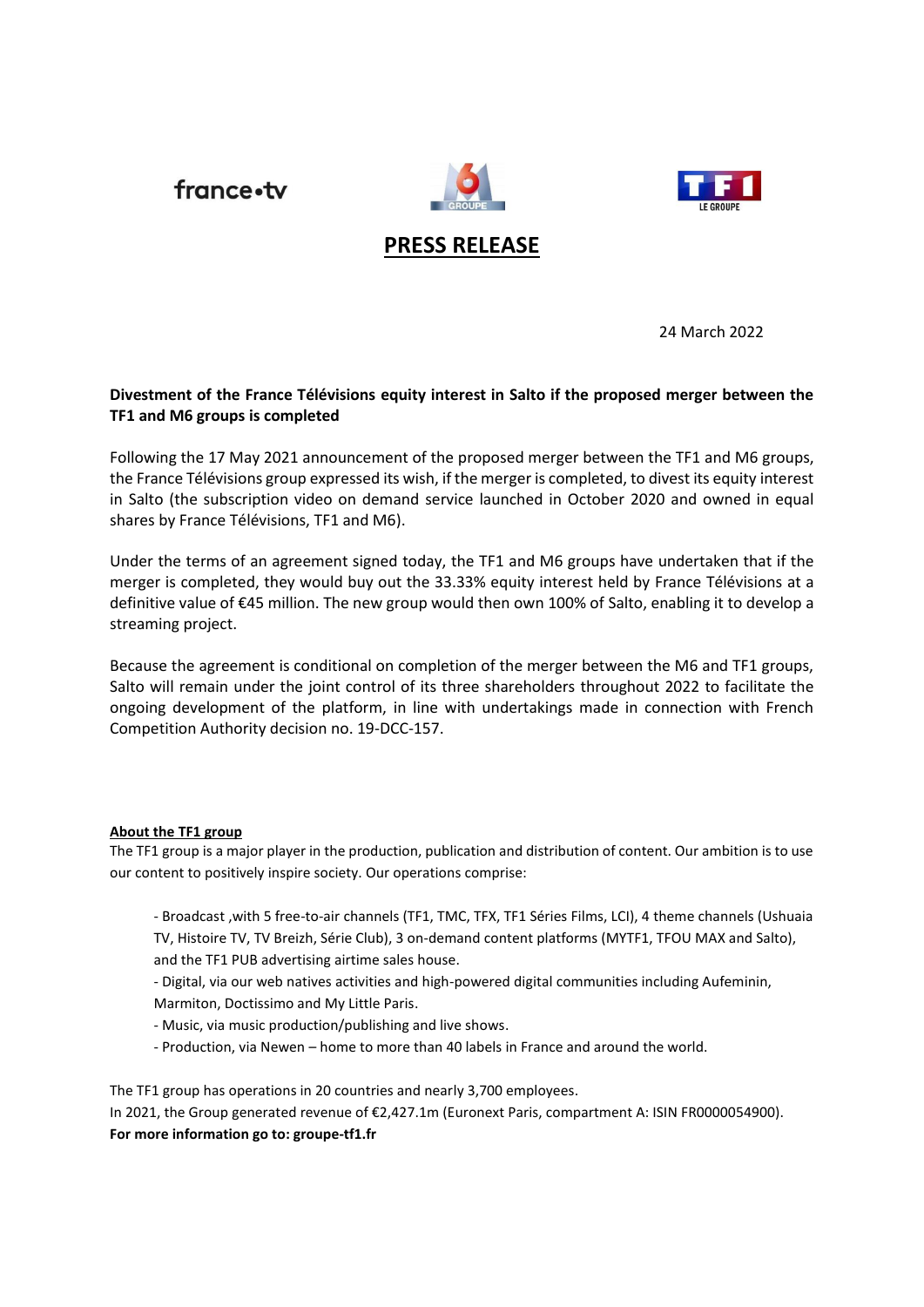# PRESS RELEASE

24 March 2022

**Divestment of the France Télévisions equity interest in Salto if the proposed merger between the TF1 and M6 groups is completed**

Following the 17 May 2021 announcement of the proposed merger between the TF1 and M6 groups, the France Télévisions group expressed its wish, if the merger is completed, to divest its equity interest in Salto (the subscription video on demand service launched in October 2020 and owned in equal shares by France Télévisions, TF1 and M6).

Under the terms of an agreement signed today, the TF1 and M6 groups have undertaken that if the merger is completed, they would buy out the 33.33% equity interest held by France Télévisions at a definitive value of €45 million. The new group would then own 100% of Salto, enabling it to develop a streaming project.

Because the agreement is conditional on completion of the merger between the M6 and TF1 groups, Salto will remain under the joint control of its three shareholders throughout 2022 to facilitate the ongoing development of the platform, in line with undertakings made in connection with French Competition Authority decision no. 19-DCC-157.

## About the TF1 group

The TF1 group is a major player in the production, publication and distribution of content. Our ambition is to use our content to positively inspire society. Our operations comprise:

- Broadcast ,with 5 free-to-air channels (TF1, TMC, TFX, TF1 Séries Films, LCI), 4 theme channels (Ushuaia TV, Histoire TV, TV Breizh, Série Club), 3 on-demand content platforms (MYTF1, TFOU MAX and Salto), and the TF1 PUB advertising airtime sales house.
- Digital, via our web natives activities and high-powered digital communities including Aufeminin, Marmiton, Doctissimo and My Little Paris.
- Music, via music production/publishing and live shows.
- Production, via Newen – home to more than 40 labels in France and around the world.

The TF1 group has operations in 20 countries and nearly 3,700 employees.
In 2021, the Group generated revenue of €2,427.1m (Euronext Paris, compartment A: ISIN FR0000054900).
**For more information go to: groupe-tf1.fr**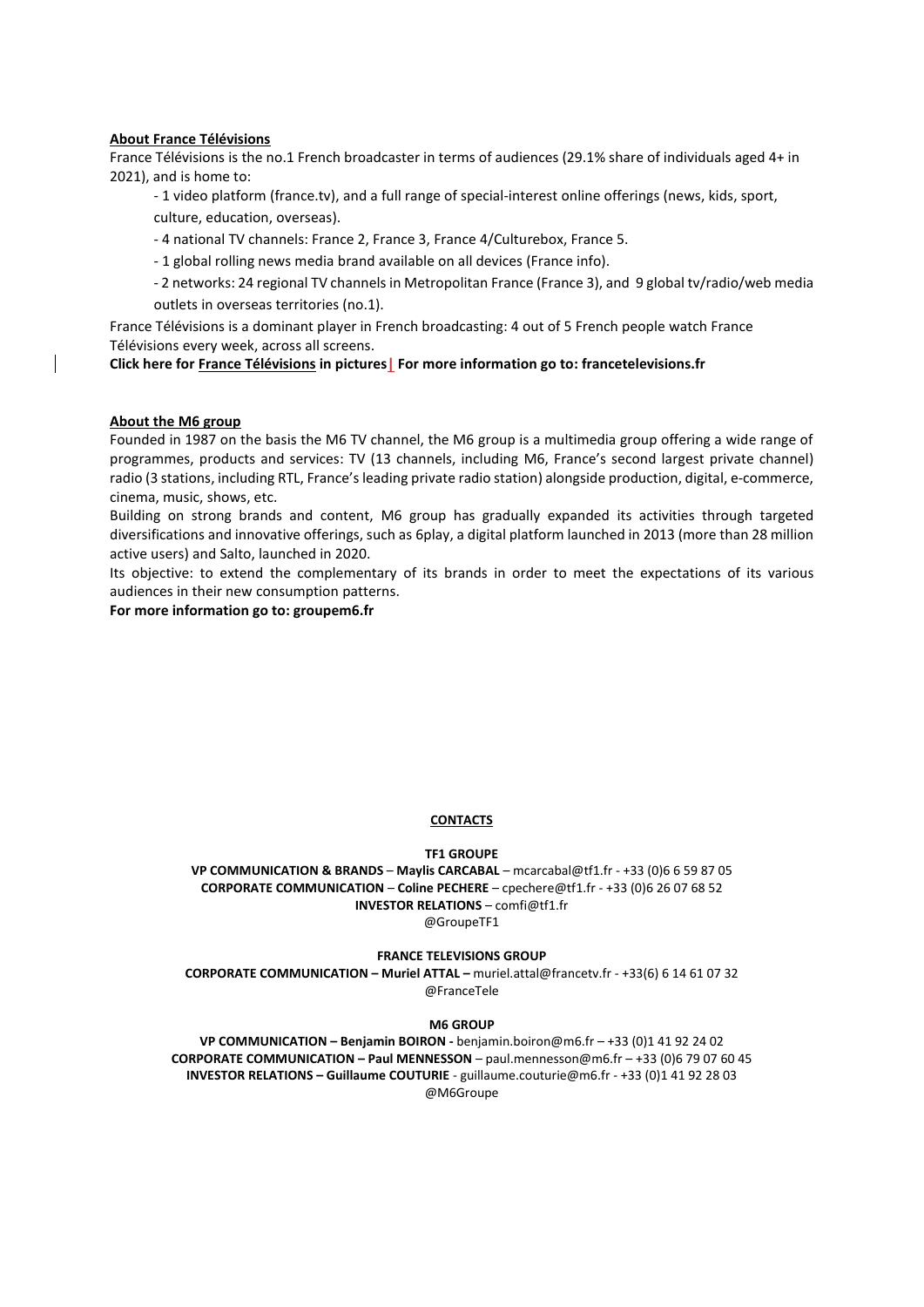**About France Télévisions**

France Télévisions is the no.1 French broadcaster in terms of audiences (29.1% share of individuals aged 4+ in 2021), and is home to:

- 1 video platform (france.tv), and a full range of special-interest online offerings (news, kids, sport, culture, education, overseas).
- 4 national TV channels: France 2, France 3, France 4/Culturebox, France 5.
- 1 global rolling news media brand available on all devices (France info).
- 2 networks: 24 regional TV channels in Metropolitan France (France 3), and 9 global tv/radio/web media outlets in overseas territories (no.1).

France Télévisions is a dominant player in French broadcasting: 4 out of 5 French people watch France Télévisions every week, across all screens.

**Click here for France Télévisions in pictures | For more information go to: francetelevisions.fr**

**About the M6 group**

Founded in 1987 on the basis the M6 TV channel, the M6 group is a multimedia group offering a wide range of programmes, products and services: TV (13 channels, including M6, France's second largest private channel) radio (3 stations, including RTL, France's leading private radio station) alongside production, digital, e-commerce, cinema, music, shows, etc.

Building on strong brands and content, M6 group has gradually expanded its activities through targeted diversifications and innovative offerings, such as 6play, a digital platform launched in 2013 (more than 28 million active users) and Salto, launched in 2020.

Its objective: to extend the complementary of its brands in order to meet the expectations of its various audiences in their new consumption patterns.

**For more information go to: groupem6.fr**

**CONTACTS**

**TF1 GROUPE**

**VP COMMUNICATION & BRANDS** – **Maylis CARCABAL** – mcarcabal@tf1.fr - +33 (0)6 6 59 87 05
**CORPORATE COMMUNICATION** – **Coline PECHERE** – cpechere@tf1.fr - +33 (0)6 26 07 68 52
**INVESTOR RELATIONS** – comfi@tf1.fr
@GroupeTF1

**FRANCE TELEVISIONS GROUP**

**CORPORATE COMMUNICATION – Muriel ATTAL –** muriel.attal@francetv.fr - +33(6) 6 14 61 07 32
@FranceTele

**M6 GROUP**

**VP COMMUNICATION – Benjamin BOIRON -** benjamin.boiron@m6.fr – +33 (0)1 41 92 24 02
**CORPORATE COMMUNICATION – Paul MENNESSON** – paul.mennesson@m6.fr – +33 (0)6 79 07 60 45
**INVESTOR RELATIONS – Guillaume COUTURIE** - guillaume.couturie@m6.fr - +33 (0)1 41 92 28 03
@M6Groupe